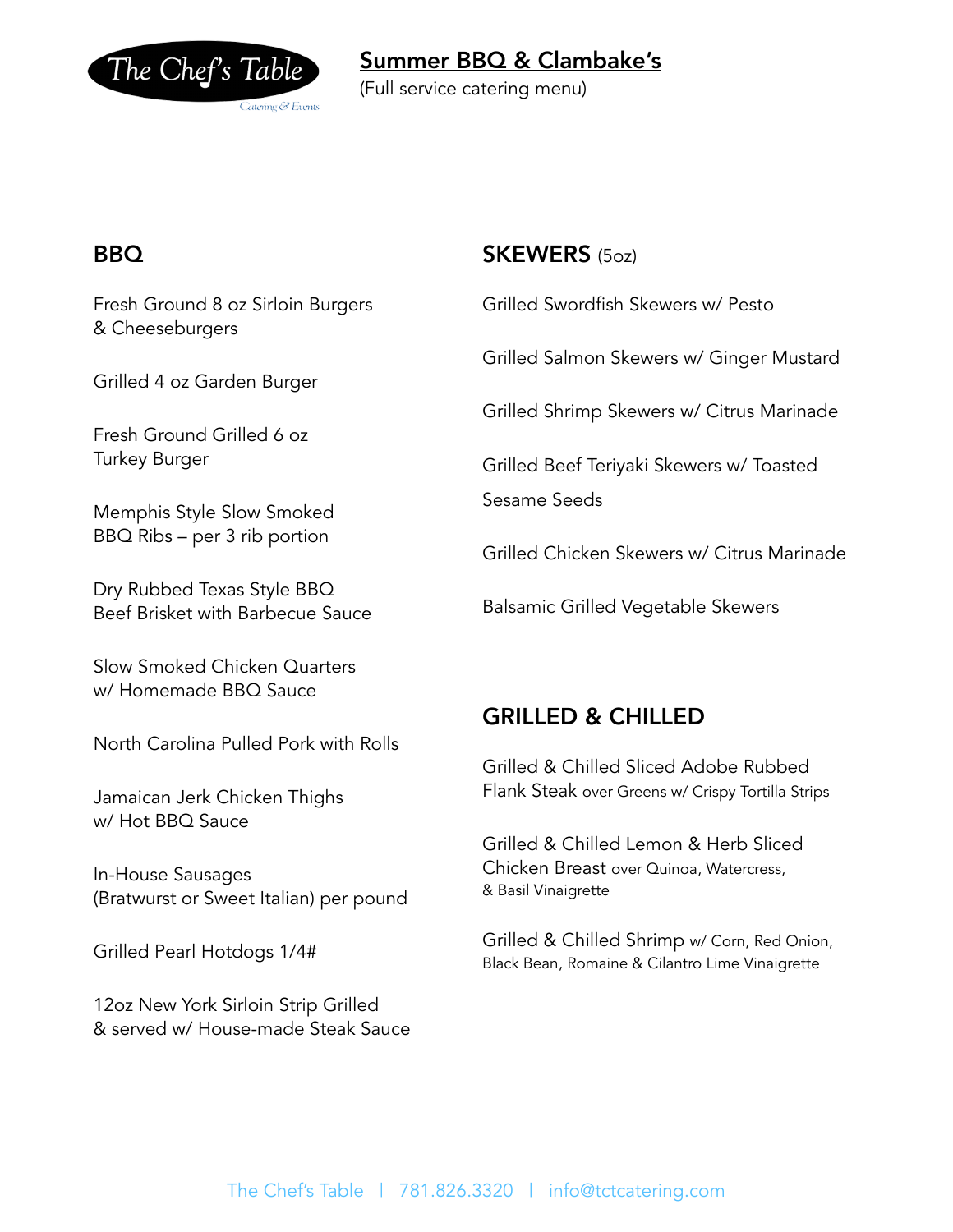The Chef's Table
Catering & Events

# Summer BBQ & Clambake's

(Full service catering menu)

## BBQ

Fresh Ground 8 oz Sirloin Burgers & Cheeseburgers

Grilled 4 oz Garden Burger

Fresh Ground Grilled 6 oz Turkey Burger

Memphis Style Slow Smoked BBQ Ribs – per 3 rib portion

Dry Rubbed Texas Style BBQ Beef Brisket with Barbecue Sauce

Slow Smoked Chicken Quarters w/ Homemade BBQ Sauce

North Carolina Pulled Pork with Rolls

Jamaican Jerk Chicken Thighs w/ Hot BBQ Sauce

In-House Sausages (Bratwurst or Sweet Italian) per pound

Grilled Pearl Hotdogs 1/4#

12oz New York Sirloin Strip Grilled & served w/ House-made Steak Sauce

## SKEWERS (5oz)

Grilled Swordfish Skewers w/ Pesto

Grilled Salmon Skewers w/ Ginger Mustard

Grilled Shrimp Skewers w/ Citrus Marinade

Grilled Beef Teriyaki Skewers w/ Toasted Sesame Seeds

Grilled Chicken Skewers w/ Citrus Marinade

Balsamic Grilled Vegetable Skewers

## GRILLED & CHILLED

Grilled & Chilled Sliced Adobe Rubbed Flank Steak over Greens w/ Crispy Tortilla Strips

Grilled & Chilled Lemon & Herb Sliced Chicken Breast over Quinoa, Watercress, & Basil Vinaigrette

Grilled & Chilled Shrimp w/ Corn, Red Onion, Black Bean, Romaine & Cilantro Lime Vinaigrette

The Chef's Table | 781.826.3320 | info@tctcatering.com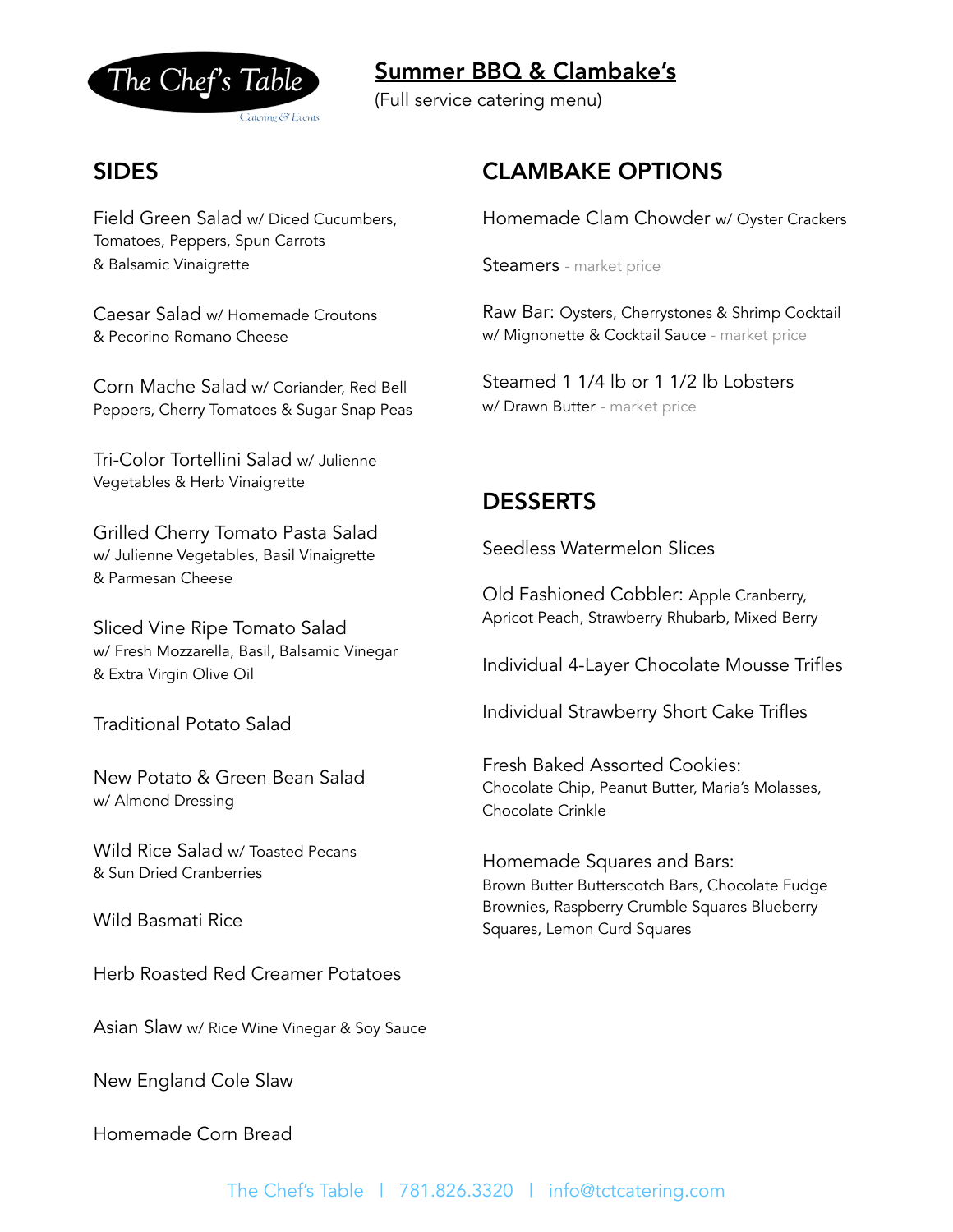The Chef's Table

Catering & Events

# Summer BBQ & Clambake's

(Full service catering menu)

## SIDES

Field Green Salad w/ Diced Cucumbers, Tomatoes, Peppers, Spun Carrots & Balsamic Vinaigrette

Caesar Salad w/ Homemade Croutons & Pecorino Romano Cheese

Corn Mache Salad w/ Coriander, Red Bell Peppers, Cherry Tomatoes & Sugar Snap Peas

Tri-Color Tortellini Salad w/ Julienne Vegetables & Herb Vinaigrette

Grilled Cherry Tomato Pasta Salad w/ Julienne Vegetables, Basil Vinaigrette & Parmesan Cheese

Sliced Vine Ripe Tomato Salad w/ Fresh Mozzarella, Basil, Balsamic Vinegar & Extra Virgin Olive Oil

Traditional Potato Salad

New Potato & Green Bean Salad w/ Almond Dressing

Wild Rice Salad w/ Toasted Pecans & Sun Dried Cranberries

Wild Basmati Rice

Herb Roasted Red Creamer Potatoes

Asian Slaw w/ Rice Wine Vinegar & Soy Sauce

New England Cole Slaw

Homemade Corn Bread

## CLAMBAKE OPTIONS

Homemade Clam Chowder w/ Oyster Crackers

Steamers - market price

Raw Bar: Oysters, Cherrystones & Shrimp Cocktail w/ Mignonette & Cocktail Sauce - market price

Steamed 1 1/4 lb or 1 1/2 lb Lobsters w/ Drawn Butter - market price

## DESSERTS

Seedless Watermelon Slices

Old Fashioned Cobbler: Apple Cranberry, Apricot Peach, Strawberry Rhubarb, Mixed Berry

Individual 4-Layer Chocolate Mousse Trifles

Individual Strawberry Short Cake Trifles

Fresh Baked Assorted Cookies: Chocolate Chip, Peanut Butter, Maria's Molasses, Chocolate Crinkle

Homemade Squares and Bars: Brown Butter Butterscotch Bars, Chocolate Fudge Brownies, Raspberry Crumble Squares Blueberry Squares, Lemon Curd Squares

The Chef's Table | 781.826.3320 | info@tctcatering.com